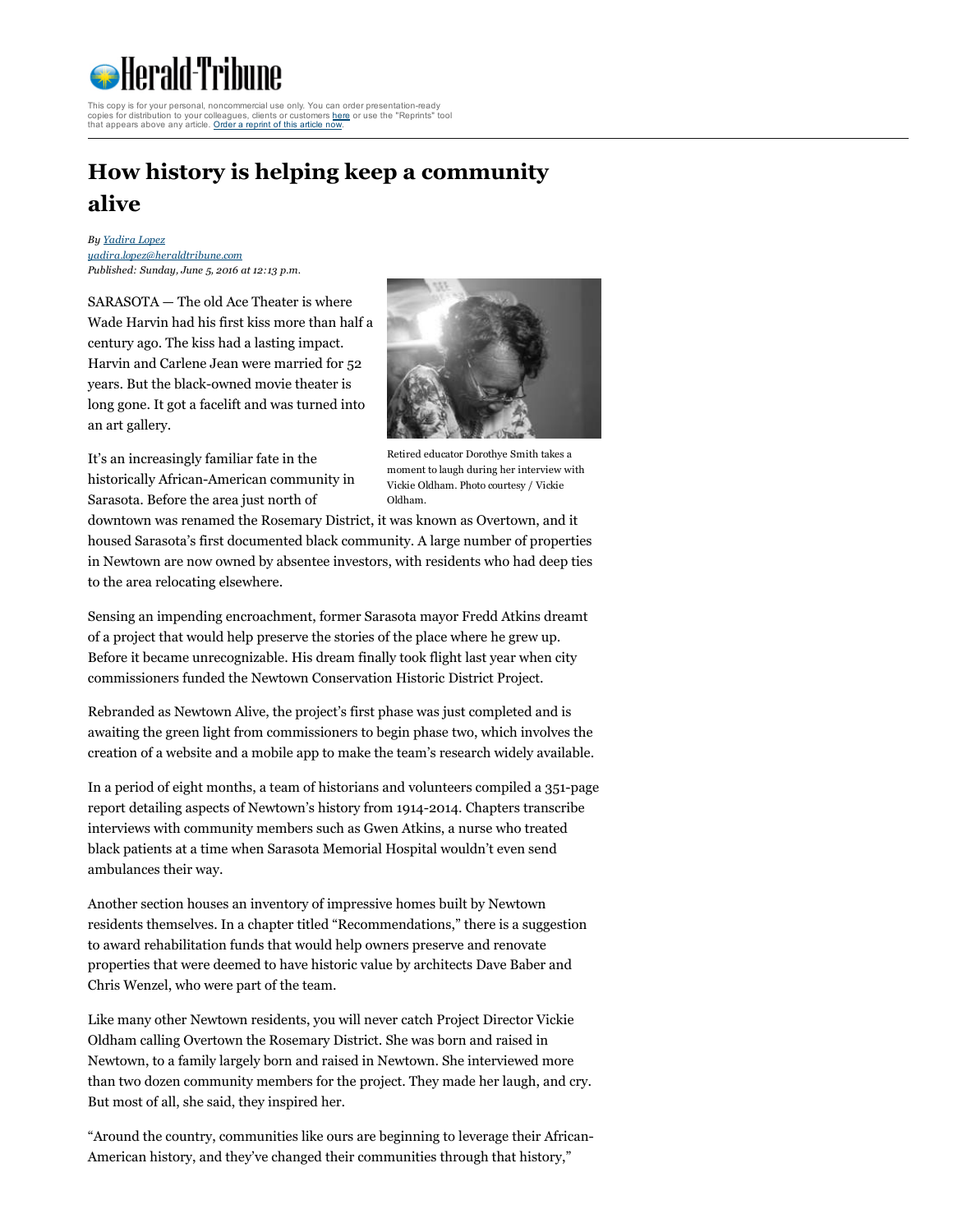This copy is for your personal, noncommercial use only. You can order presentation-ready copies for distribution to your colleagues, clients or customers here or use the "Reprints" tool that appears above any article. Order a reprint of this article now.

# How history is helping keep a community alive

*By Yadira Lopez*
*yadira.lopez@heraldtribune.com*
*Published: Sunday, June 5, 2016 at 12:13 p.m.*

SARASOTA — The old Ace Theater is where Wade Harvin had his first kiss more than half a century ago. The kiss had a lasting impact. Harvin and Carlene Jean were married for 52 years. But the black-owned movie theater is long gone. It got a facelift and was turned into an art gallery.

Retired educator Dorothye Smith takes a moment to laugh during her interview with Vickie Oldham. Photo courtesy / Vickie Oldham.

It's an increasingly familiar fate in the historically African-American community in Sarasota. Before the area just north of downtown was renamed the Rosemary District, it was known as Overtown, and it housed Sarasota's first documented black community. A large number of properties in Newtown are now owned by absentee investors, with residents who had deep ties to the area relocating elsewhere.

Sensing an impending encroachment, former Sarasota mayor Fredd Atkins dreamt of a project that would help preserve the stories of the place where he grew up. Before it became unrecognizable. His dream finally took flight last year when city commissioners funded the Newtown Conservation Historic District Project.

Rebranded as Newtown Alive, the project's first phase was just completed and is awaiting the green light from commissioners to begin phase two, which involves the creation of a website and a mobile app to make the team's research widely available.

In a period of eight months, a team of historians and volunteers compiled a 351-page report detailing aspects of Newtown's history from 1914-2014. Chapters transcribe interviews with community members such as Gwen Atkins, a nurse who treated black patients at a time when Sarasota Memorial Hospital wouldn't even send ambulances their way.

Another section houses an inventory of impressive homes built by Newtown residents themselves. In a chapter titled "Recommendations," there is a suggestion to award rehabilitation funds that would help owners preserve and renovate properties that were deemed to have historic value by architects Dave Baber and Chris Wenzel, who were part of the team.

Like many other Newtown residents, you will never catch Project Director Vickie Oldham calling Overtown the Rosemary District. She was born and raised in Newtown, to a family largely born and raised in Newtown. She interviewed more than two dozen community members for the project. They made her laugh, and cry. But most of all, she said, they inspired her.

"Around the country, communities like ours are beginning to leverage their African-American history, and they've changed their communities through that history,"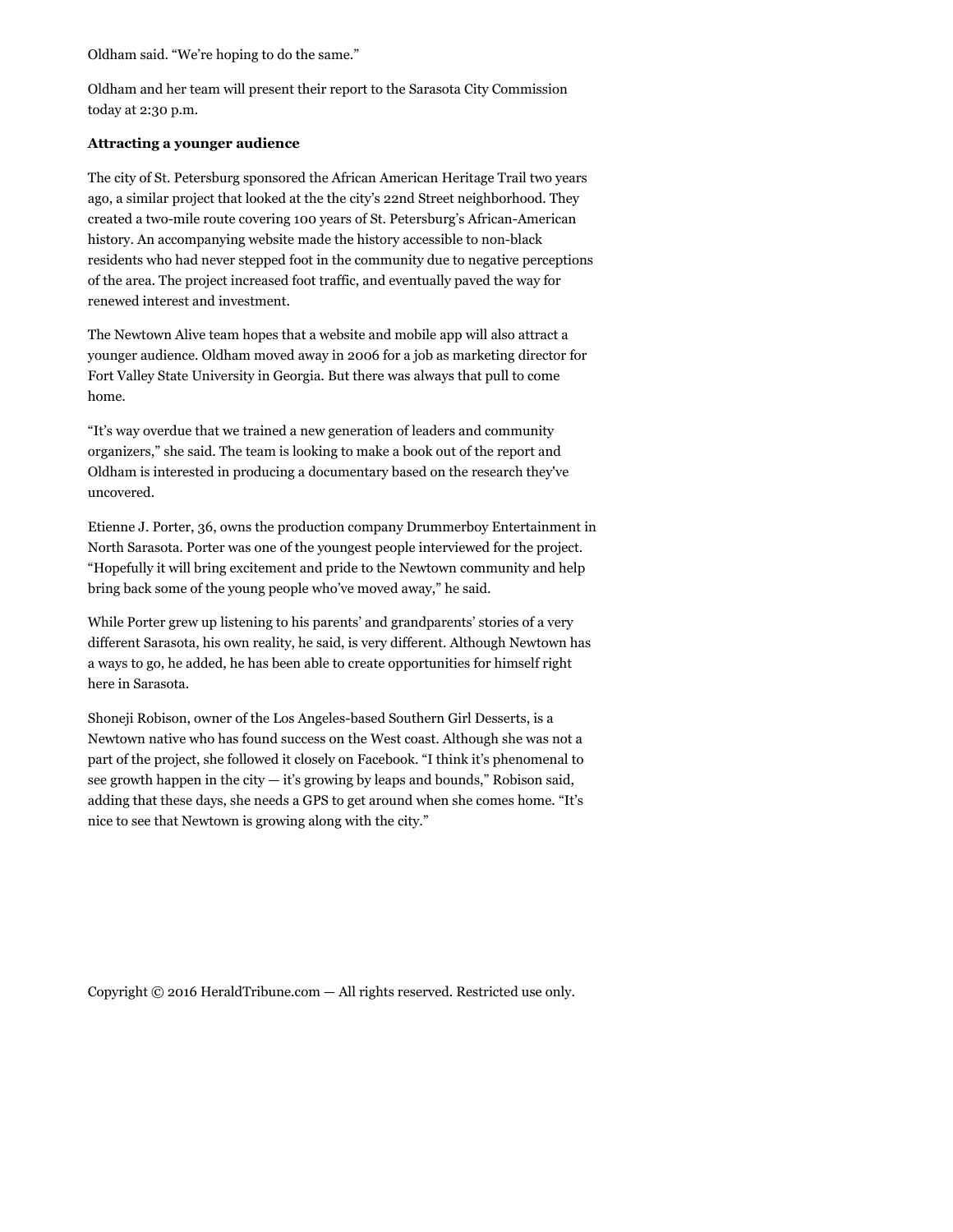Oldham said. “We’re hoping to do the same.”

Oldham and her team will present their report to the Sarasota City Commission today at 2:30 p.m.

**Attracting a younger audience**

The city of St. Petersburg sponsored the African American Heritage Trail two years ago, a similar project that looked at the the city’s 22nd Street neighborhood. They created a two-mile route covering 100 years of St. Petersburg’s African-American history. An accompanying website made the history accessible to non-black residents who had never stepped foot in the community due to negative perceptions of the area. The project increased foot traffic, and eventually paved the way for renewed interest and investment.

The Newtown Alive team hopes that a website and mobile app will also attract a younger audience. Oldham moved away in 2006 for a job as marketing director for Fort Valley State University in Georgia. But there was always that pull to come home.

“It’s way overdue that we trained a new generation of leaders and community organizers,” she said. The team is looking to make a book out of the report and Oldham is interested in producing a documentary based on the research they've uncovered.

Etienne J. Porter, 36, owns the production company Drummerboy Entertainment in North Sarasota. Porter was one of the youngest people interviewed for the project. “Hopefully it will bring excitement and pride to the Newtown community and help bring back some of the young people who’ve moved away,” he said.

While Porter grew up listening to his parents’ and grandparents’ stories of a very different Sarasota, his own reality, he said, is very different. Although Newtown has a ways to go, he added, he has been able to create opportunities for himself right here in Sarasota.

Shoneji Robison, owner of the Los Angeles-based Southern Girl Desserts, is a Newtown native who has found success on the West coast. Although she was not a part of the project, she followed it closely on Facebook. “I think it’s phenomenal to see growth happen in the city — it’s growing by leaps and bounds,” Robison said, adding that these days, she needs a GPS to get around when she comes home. “It’s nice to see that Newtown is growing along with the city.”

Copyright © 2016 HeraldTribune.com — All rights reserved. Restricted use only.